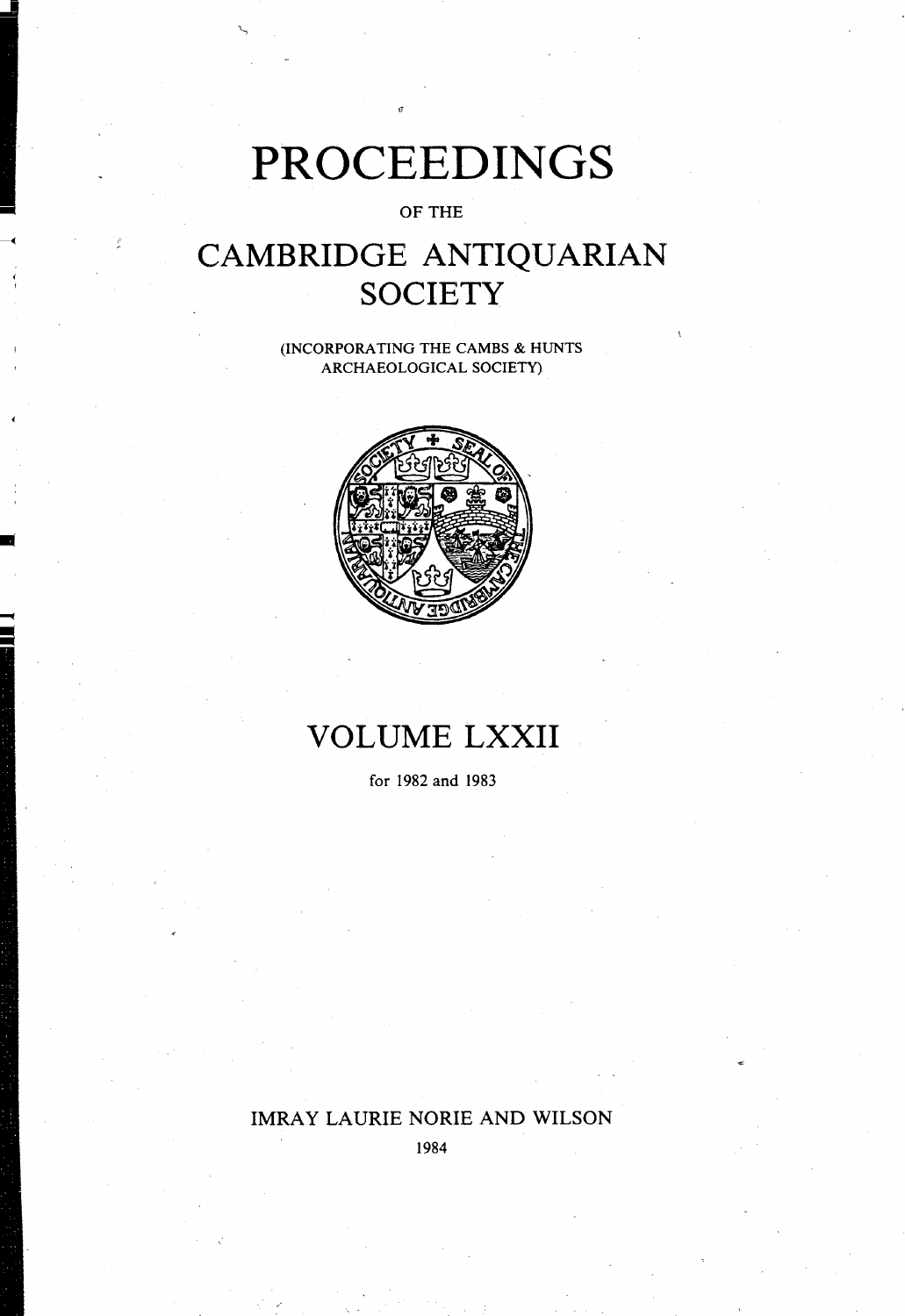# PROCEEDINGS

OF THE

# CAMBRIDGE ANTIQUARIAN SOCIETY

(INCORPORATING THE CAMBS & HUNTS ARCHAEOLOGICAL SOCIETY)

## VOLUME LXXII

for 1982 and 1983

IMRAY LAURIE NORIE AND WILSON

1984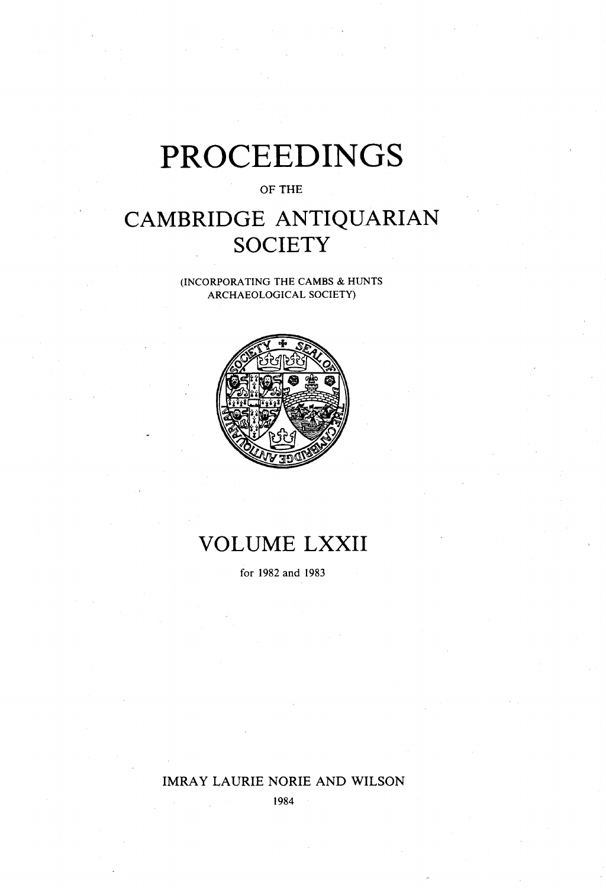# PROCEEDINGS

OF THE

# CAMBRIDGE ANTIQUARIAN SOCIETY

(INCORPORATING THE CAMBS & HUNTS ARCHAEOLOGICAL SOCIETY)

# VOLUME LXXII

for 1982 and 1983

IMRAY LAURIE NORIE AND WILSON

1984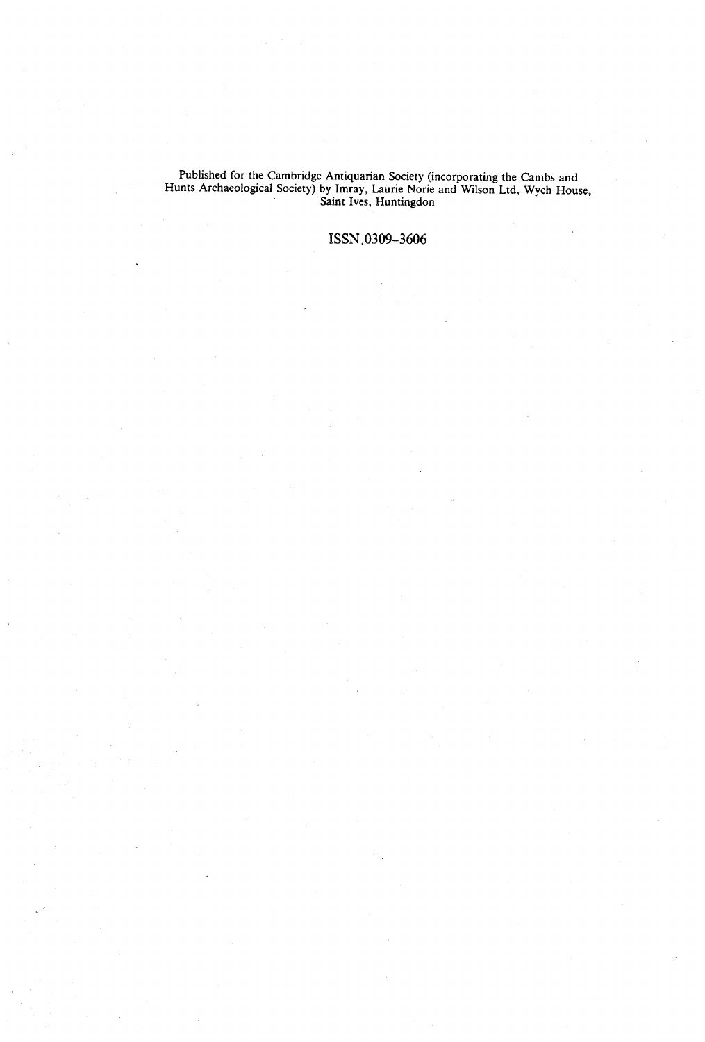Published for the Cambridge Antiquarian Society (incorporating the Cambs and Hunts Archaeological Society) by Imray, Laurie Norie and Wilson Ltd, Wych House, Saint Ives, Huntingdon

ISSN.0309–3606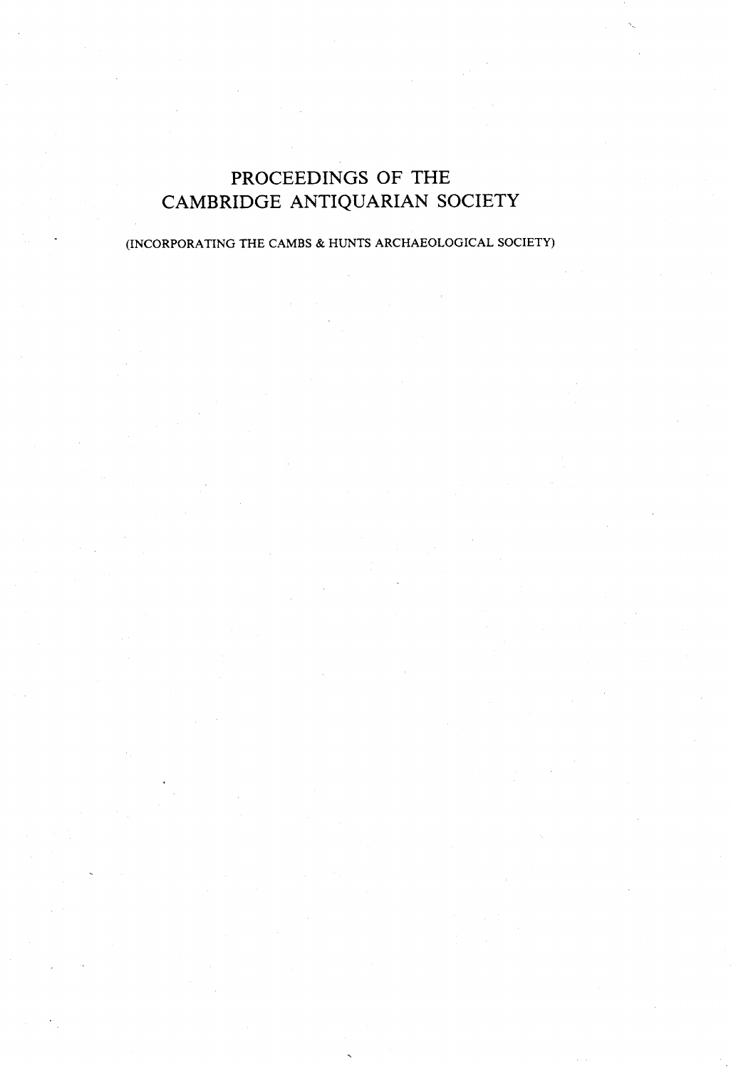# PROCEEDINGS OF THE CAMBRIDGE ANTIQUARIAN SOCIETY

(INCORPORATING THE CAMBS & HUNTS ARCHAEOLOGICAL SOCIETY)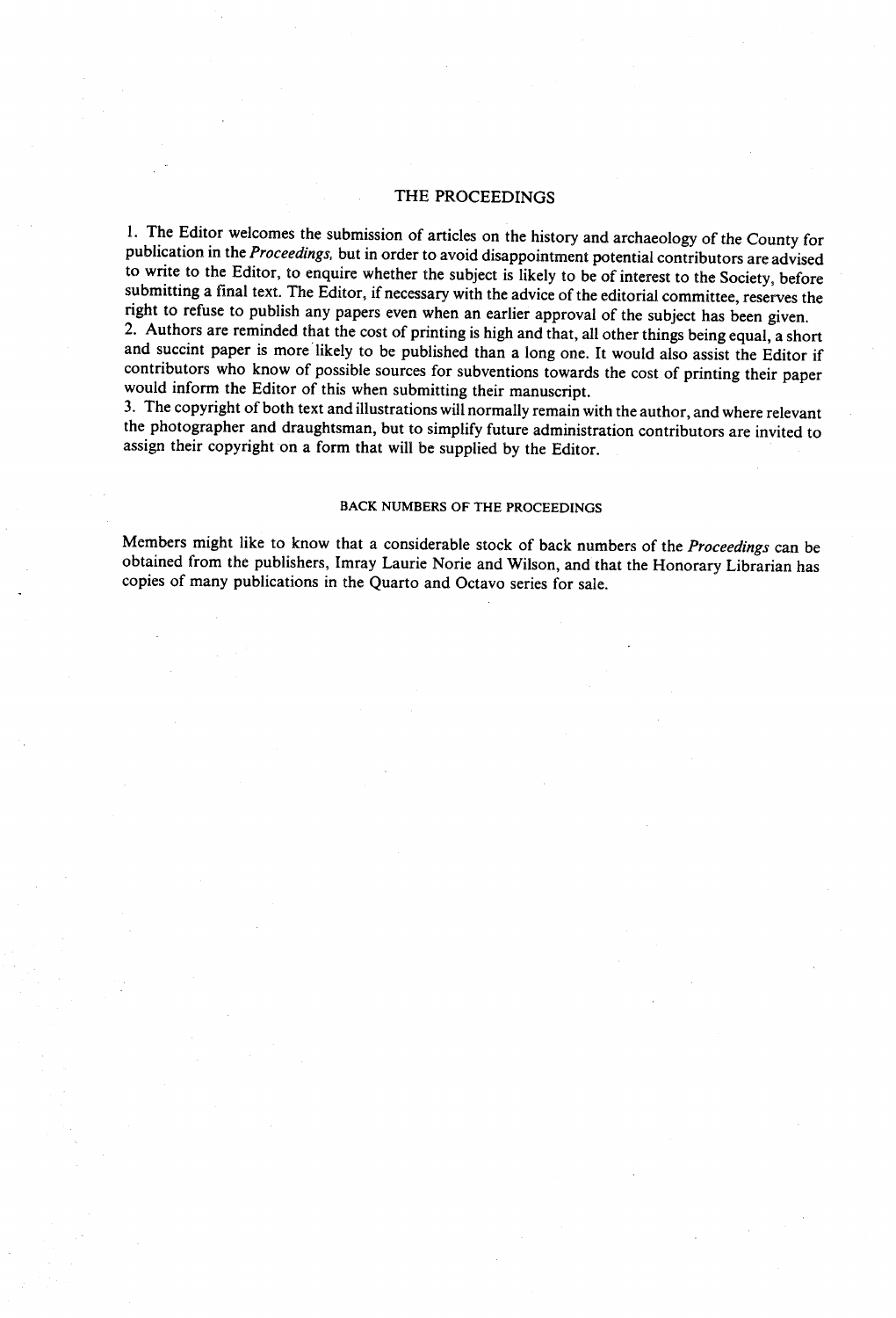# THE PROCEEDINGS

1. The Editor welcomes the submission of articles on the history and archaeology of the County for publication in the *Proceedings,* but in order to avoid disappointment potential contributors are advised to write to the Editor, to enquire whether the subject is likely to be of interest to the Society, before submitting a final text. The Editor, if necessary with the advice of the editorial committee, reserves the right to refuse to publish any papers even when an earlier approval of the subject has been given.
2. Authors are reminded that the cost of printing is high and that, all other things being equal, a short and succint paper is more likely to be published than a long one. It would also assist the Editor if contributors who know of possible sources for subventions towards the cost of printing their paper would inform the Editor of this when submitting their manuscript.
3. The copyright of both text and illustrations will normally remain with the author, and where relevant the photographer and draughtsman, but to simplify future administration contributors are invited to assign their copyright on a form that will be supplied by the Editor.

## BACK NUMBERS OF THE PROCEEDINGS

Members might like to know that a considerable stock of back numbers of the *Proceedings* can be obtained from the publishers, Imray Laurie Norie and Wilson, and that the Honorary Librarian has copies of many publications in the Quarto and Octavo series for sale.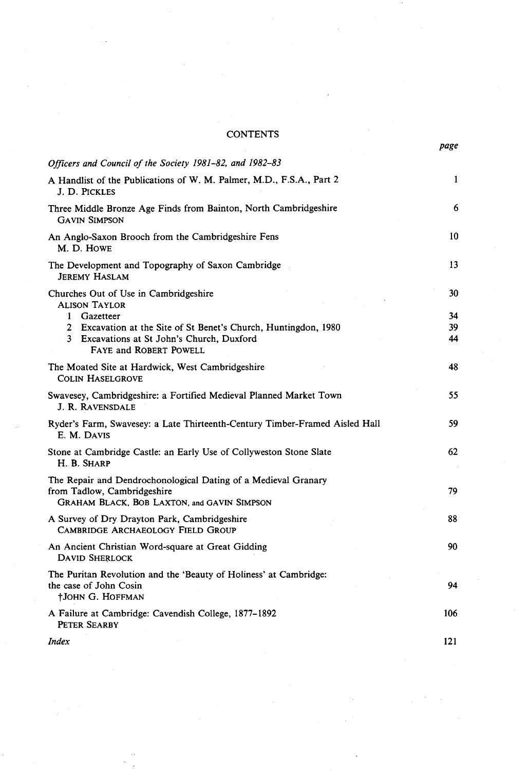# CONTENTS

| | page |
|---|---|
| *Officers and Council of the Society 1981–82, and 1982–83* | |
| A Handlist of the Publications of W. M. Palmer, M.D., F.S.A., Part 2<br>J. D. PICKLES | 1 |
| Three Middle Bronze Age Finds from Bainton, North Cambridgeshire<br>GAVIN SIMPSON | 6 |
| An Anglo-Saxon Brooch from the Cambridgeshire Fens<br>M. D. HOWE | 10 |
| The Development and Topography of Saxon Cambridge<br>JEREMY HASLAM | 13 |
| Churches Out of Use in Cambridgeshire<br>ALISON TAYLOR | 30 |
| 1 Gazetteer | 34 |
| 2 Excavation at the Site of St Benet's Church, Huntingdon, 1980 | 39 |
| 3 Excavations at St John's Church, Duxford<br>FAYE and ROBERT POWELL | 44 |
| The Moated Site at Hardwick, West Cambridgeshire<br>COLIN HASELGROVE | 48 |
| Swavesey, Cambridgeshire: a Fortified Medieval Planned Market Town<br>J. R. RAVENSDALE | 55 |
| Ryder's Farm, Swavesey: a Late Thirteenth-Century Timber-Framed Aisled Hall<br>E. M. DAVIS | 59 |
| Stone at Cambridge Castle: an Early Use of Collyweston Stone Slate<br>H. B. SHARP | 62 |
| The Repair and Dendrochonological Dating of a Medieval Granary from Tadlow, Cambridgeshire<br>GRAHAM BLACK, BOB LAXTON, and GAVIN SIMPSON | 79 |
| A Survey of Dry Drayton Park, Cambridgeshire<br>CAMBRIDGE ARCHAEOLOGY FIELD GROUP | 88 |
| An Ancient Christian Word-square at Great Gidding<br>DAVID SHERLOCK | 90 |
| The Puritan Revolution and the 'Beauty of Holiness' at Cambridge: the case of John Cosin<br>†JOHN G. HOFFMAN | 94 |
| A Failure at Cambridge: Cavendish College, 1877–1892<br>PETER SEARBY | 106 |
| *Index* | 121 |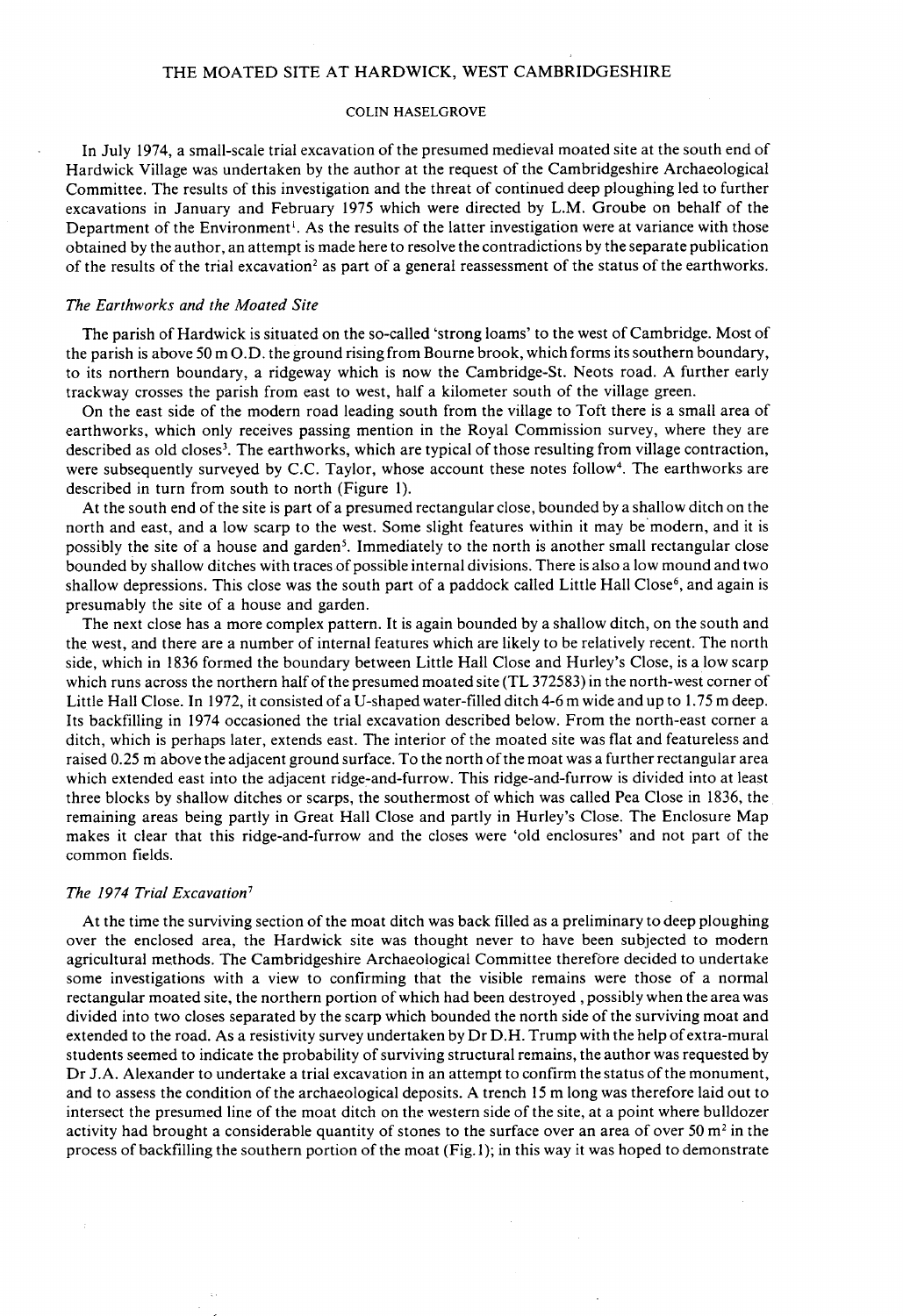# THE MOATED SITE AT HARDWICK, WEST CAMBRIDGESHIRE

COLIN HASELGROVE

In July 1974, a small-scale trial excavation of the presumed medieval moated site at the south end of Hardwick Village was undertaken by the author at the request of the Cambridgeshire Archaeological Committee. The results of this investigation and the threat of continued deep ploughing led to further excavations in January and February 1975 which were directed by L.M. Groube on behalf of the Department of the Environment[1]. As the results of the latter investigation were at variance with those obtained by the author, an attempt is made here to resolve the contradictions by the separate publication of the results of the trial excavation[2] as part of a general reassessment of the status of the earthworks.

## *The Earthworks and the Moated Site*

The parish of Hardwick is situated on the so-called 'strong loams' to the west of Cambridge. Most of the parish is above 50 m O.D. the ground rising from Bourne brook, which forms its southern boundary, to its northern boundary, a ridgeway which is now the Cambridge-St. Neots road. A further early trackway crosses the parish from east to west, half a kilometer south of the village green.

On the east side of the modern road leading south from the village to Toft there is a small area of earthworks, which only receives passing mention in the Royal Commission survey, where they are described as old closes[3]. The earthworks, which are typical of those resulting from village contraction, were subsequently surveyed by C.C. Taylor, whose account these notes follow[4]. The earthworks are described in turn from south to north (Figure 1).

At the south end of the site is part of a presumed rectangular close, bounded by a shallow ditch on the north and east, and a low scarp to the west. Some slight features within it may be modern, and it is possibly the site of a house and garden[5]. Immediately to the north is another small rectangular close bounded by shallow ditches with traces of possible internal divisions. There is also a low mound and two shallow depressions. This close was the south part of a paddock called Little Hall Close[6], and again is presumably the site of a house and garden.

The next close has a more complex pattern. It is again bounded by a shallow ditch, on the south and the west, and there are a number of internal features which are likely to be relatively recent. The north side, which in 1836 formed the boundary between Little Hall Close and Hurley's Close, is a low scarp which runs across the northern half of the presumed moated site (TL 372583) in the north-west corner of Little Hall Close. In 1972, it consisted of a U-shaped water-filled ditch 4-6 m wide and up to 1.75 m deep. Its backfilling in 1974 occasioned the trial excavation described below. From the north-east corner a ditch, which is perhaps later, extends east. The interior of the moated site was flat and featureless and raised 0.25 m above the adjacent ground surface. To the north of the moat was a further rectangular area which extended east into the adjacent ridge-and-furrow. This ridge-and-furrow is divided into at least three blocks by shallow ditches or scarps, the southermost of which was called Pea Close in 1836, the remaining areas being partly in Great Hall Close and partly in Hurley's Close. The Enclosure Map makes it clear that this ridge-and-furrow and the closes were 'old enclosures' and not part of the common fields.

## *The 1974 Trial Excavation*[7]

At the time the surviving section of the moat ditch was back filled as a preliminary to deep ploughing over the enclosed area, the Hardwick site was thought never to have been subjected to modern agricultural methods. The Cambridgeshire Archaeological Committee therefore decided to undertake some investigations with a view to confirming that the visible remains were those of a normal rectangular moated site, the northern portion of which had been destroyed , possibly when the area was divided into two closes separated by the scarp which bounded the north side of the surviving moat and extended to the road. As a resistivity survey undertaken by Dr D.H. Trump with the help of extra-mural students seemed to indicate the probability of surviving structural remains, the author was requested by Dr J.A. Alexander to undertake a trial excavation in an attempt to confirm the status of the monument, and to assess the condition of the archaeological deposits. A trench 15 m long was therefore laid out to intersect the presumed line of the moat ditch on the western side of the site, at a point where bulldozer activity had brought a considerable quantity of stones to the surface over an area of over 50 m² in the process of backfilling the southern portion of the moat (Fig. 1); in this way it was hoped to demonstrate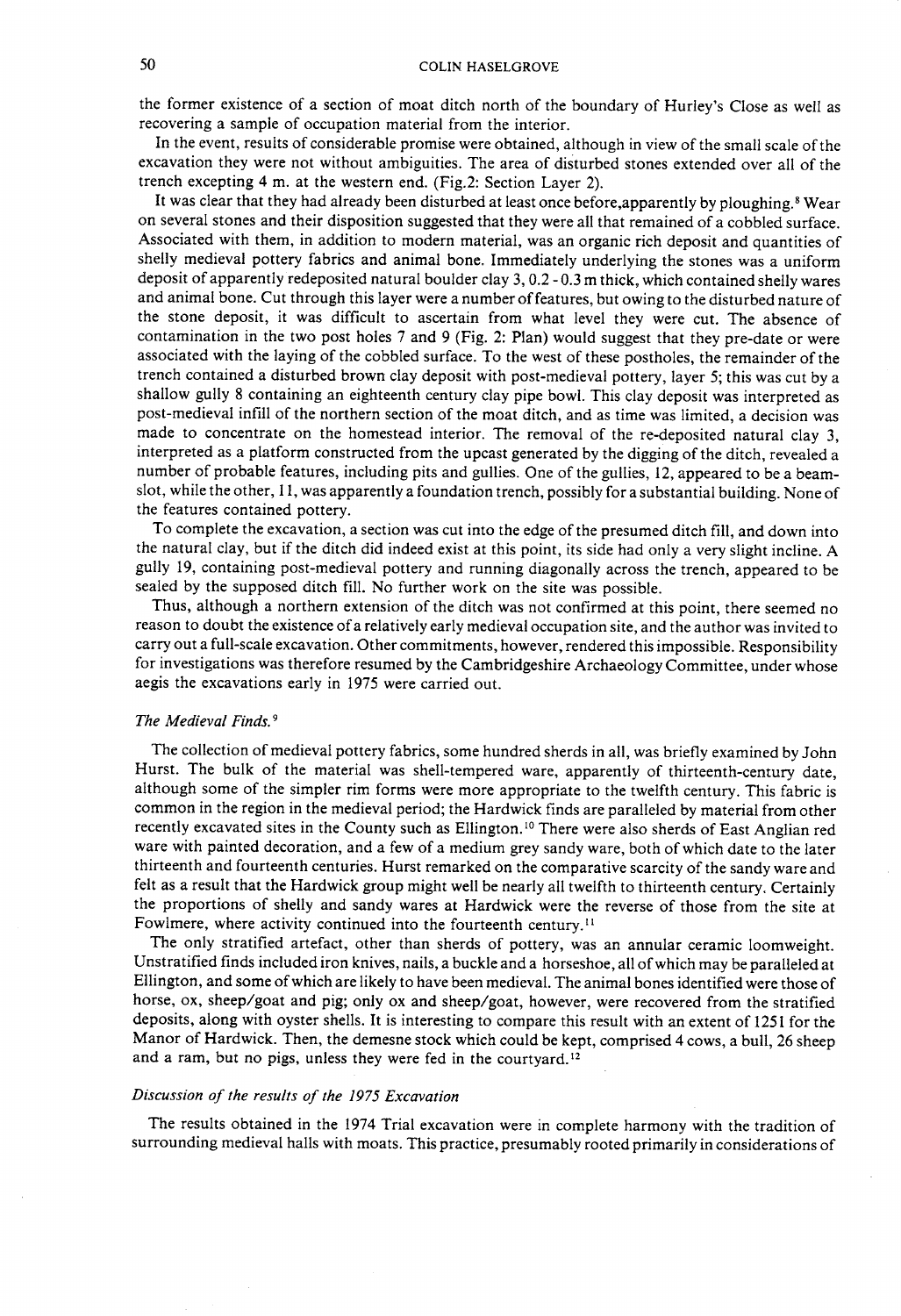the former existence of a section of moat ditch north of the boundary of Hurley's Close as well as recovering a sample of occupation material from the interior.

In the event, results of considerable promise were obtained, although in view of the small scale of the excavation they were not without ambiguities. The area of disturbed stones extended over all of the trench excepting 4 m. at the western end. (Fig.2: Section Layer 2).

It was clear that they had already been disturbed at least once before,apparently by ploughing.[8] Wear on several stones and their disposition suggested that they were all that remained of a cobbled surface. Associated with them, in addition to modern material, was an organic rich deposit and quantities of shelly medieval pottery fabrics and animal bone. Immediately underlying the stones was a uniform deposit of apparently redeposited natural boulder clay 3, 0.2 - 0.3 m thick, which contained shelly wares and animal bone. Cut through this layer were a number of features, but owing to the disturbed nature of the stone deposit, it was difficult to ascertain from what level they were cut. The absence of contamination in the two post holes 7 and 9 (Fig. 2: Plan) would suggest that they pre-date or were associated with the laying of the cobbled surface. To the west of these postholes, the remainder of the trench contained a disturbed brown clay deposit with post-medieval pottery, layer 5; this was cut by a shallow gully 8 containing an eighteenth century clay pipe bowl. This clay deposit was interpreted as post-medieval infill of the northern section of the moat ditch, and as time was limited, a decision was made to concentrate on the homestead interior. The removal of the re-deposited natural clay 3, interpreted as a platform constructed from the upcast generated by the digging of the ditch, revealed a number of probable features, including pits and gullies. One of the gullies, 12, appeared to be a beam-slot, while the other, 11, was apparently a foundation trench, possibly for a substantial building. None of the features contained pottery.

To complete the excavation, a section was cut into the edge of the presumed ditch fill, and down into the natural clay, but if the ditch did indeed exist at this point, its side had only a very slight incline. A gully 19, containing post-medieval pottery and running diagonally across the trench, appeared to be sealed by the supposed ditch fill. No further work on the site was possible.

Thus, although a northern extension of the ditch was not confirmed at this point, there seemed no reason to doubt the existence of a relatively early medieval occupation site, and the author was invited to carry out a full-scale excavation. Other commitments, however, rendered this impossible. Responsibility for investigations was therefore resumed by the Cambridgeshire Archaeology Committee, under whose aegis the excavations early in 1975 were carried out.

### *The Medieval Finds.*[9]

The collection of medieval pottery fabrics, some hundred sherds in all, was briefly examined by John Hurst. The bulk of the material was shell-tempered ware, apparently of thirteenth-century date, although some of the simpler rim forms were more appropriate to the twelfth century. This fabric is common in the region in the medieval period; the Hardwick finds are paralleled by material from other recently excavated sites in the County such as Ellington.[10] There were also sherds of East Anglian red ware with painted decoration, and a few of a medium grey sandy ware, both of which date to the later thirteenth and fourteenth centuries. Hurst remarked on the comparative scarcity of the sandy ware and felt as a result that the Hardwick group might well be nearly all twelfth to thirteenth century. Certainly the proportions of shelly and sandy wares at Hardwick were the reverse of those from the site at Fowlmere, where activity continued into the fourteenth century.[11]

The only stratified artefact, other than sherds of pottery, was an annular ceramic loomweight. Unstratified finds included iron knives, nails, a buckle and a horseshoe, all of which may be paralleled at Ellington, and some of which are likely to have been medieval. The animal bones identified were those of horse, ox, sheep/goat and pig; only ox and sheep/goat, however, were recovered from the stratified deposits, along with oyster shells. It is interesting to compare this result with an extent of 1251 for the Manor of Hardwick. Then, the demesne stock which could be kept, comprised 4 cows, a bull, 26 sheep and a ram, but no pigs, unless they were fed in the courtyard.[12]

### *Discussion of the results of the 1975 Excavation*

The results obtained in the 1974 Trial excavation were in complete harmony with the tradition of surrounding medieval halls with moats. This practice, presumably rooted primarily in considerations of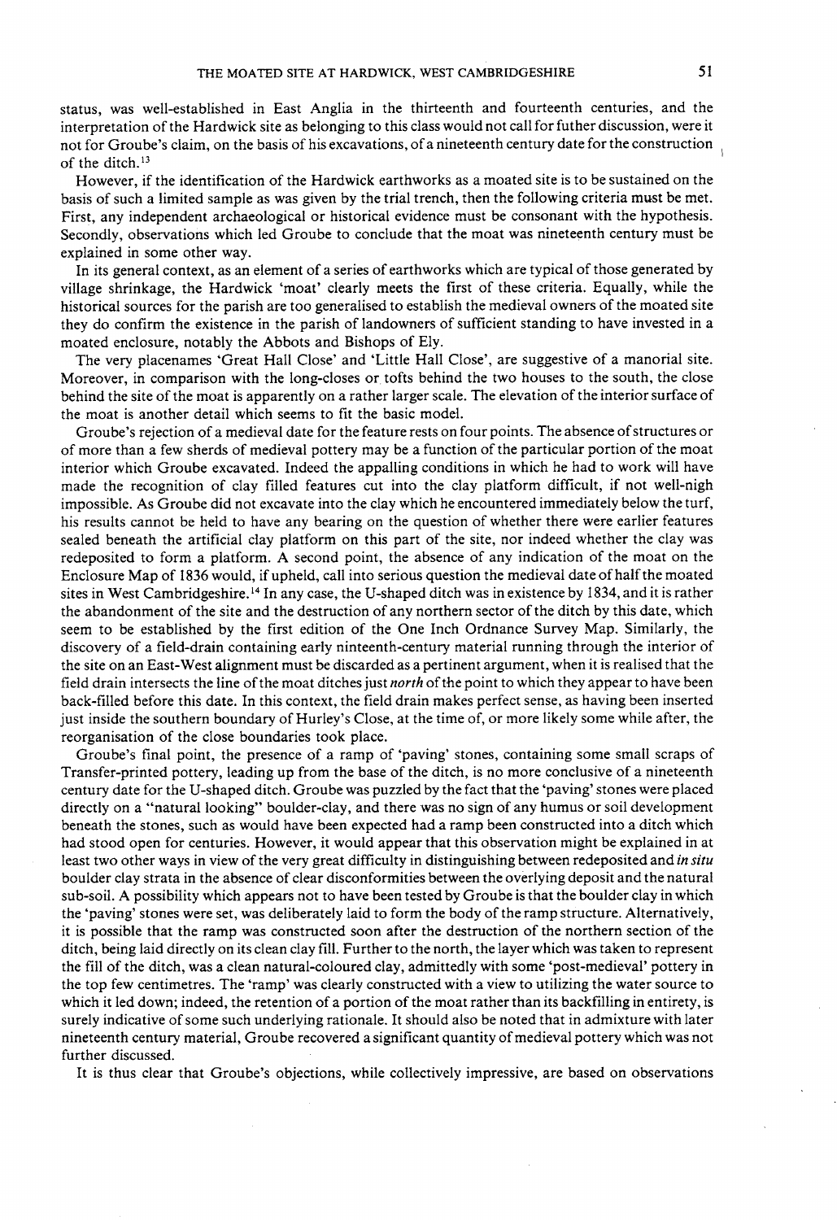status, was well-established in East Anglia in the thirteenth and fourteenth centuries, and the interpretation of the Hardwick site as belonging to this class would not call for futher discussion, were it not for Groube's claim, on the basis of his excavations, of a nineteenth century date for the construction of the ditch.[13]

However, if the identification of the Hardwick earthworks as a moated site is to be sustained on the basis of such a limited sample as was given by the trial trench, then the following criteria must be met. First, any independent archaeological or historical evidence must be consonant with the hypothesis. Secondly, observations which led Groube to conclude that the moat was nineteenth century must be explained in some other way.

In its general context, as an element of a series of earthworks which are typical of those generated by village shrinkage, the Hardwick 'moat' clearly meets the first of these criteria. Equally, while the historical sources for the parish are too generalised to establish the medieval owners of the moated site they do confirm the existence in the parish of landowners of sufficient standing to have invested in a moated enclosure, notably the Abbots and Bishops of Ely.

The very placenames 'Great Hall Close' and 'Little Hall Close', are suggestive of a manorial site. Moreover, in comparison with the long-closes or tofts behind the two houses to the south, the close behind the site of the moat is apparently on a rather larger scale. The elevation of the interior surface of the moat is another detail which seems to fit the basic model.

Groube's rejection of a medieval date for the feature rests on four points. The absence of structures or of more than a few sherds of medieval pottery may be a function of the particular portion of the moat interior which Groube excavated. Indeed the appalling conditions in which he had to work will have made the recognition of clay filled features cut into the clay platform difficult, if not well-nigh impossible. As Groube did not excavate into the clay which he encountered immediately below the turf, his results cannot be held to have any bearing on the question of whether there were earlier features sealed beneath the artificial clay platform on this part of the site, nor indeed whether the clay was redeposited to form a platform. A second point, the absence of any indication of the moat on the Enclosure Map of 1836 would, if upheld, call into serious question the medieval date of half the moated sites in West Cambridgeshire.[14] In any case, the U-shaped ditch was in existence by 1834, and it is rather the abandonment of the site and the destruction of any northern sector of the ditch by this date, which seem to be established by the first edition of the One Inch Ordnance Survey Map. Similarly, the discovery of a field-drain containing early nintheenth-century material running through the interior of the site on an East-West alignment must be discarded as a pertinent argument, when it is realised that the field drain intersects the line of the moat ditches just *north* of the point to which they appear to have been back-filled before this date. In this context, the field drain makes perfect sense, as having been inserted just inside the southern boundary of Hurley's Close, at the time of, or more likely some while after, the reorganisation of the close boundaries took place.

Groube's final point, the presence of a ramp of 'paving' stones, containing some small scraps of Transfer-printed pottery, leading up from the base of the ditch, is no more conclusive of a nineteenth century date for the U-shaped ditch. Groube was puzzled by the fact that the 'paving' stones were placed directly on a "natural looking" boulder-clay, and there was no sign of any humus or soil development beneath the stones, such as would have been expected had a ramp been constructed into a ditch which had stood open for centuries. However, it would appear that this observation might be explained in at least two other ways in view of the very great difficulty in distinguishing between redeposited and *in situ* boulder clay strata in the absence of clear disconformities between the overlying deposit and the natural sub-soil. A possibility which appears not to have been tested by Groube is that the boulder clay in which the 'paving' stones were set, was deliberately laid to form the body of the ramp structure. Alternatively, it is possible that the ramp was constructed soon after the destruction of the northern section of the ditch, being laid directly on its clean clay fill. Further to the north, the layer which was taken to represent the fill of the ditch, was a clean natural-coloured clay, admittedly with some 'post-medieval' pottery in the top few centimetres. The 'ramp' was clearly constructed with a view to utilizing the water source to which it led down; indeed, the retention of a portion of the moat rather than its backfilling in entirety, is surely indicative of some such underlying rationale. It should also be noted that in admixture with later nineteenth century material, Groube recovered a significant quantity of medieval pottery which was not further discussed.

It is thus clear that Groube's objections, while collectively impressive, are based on observations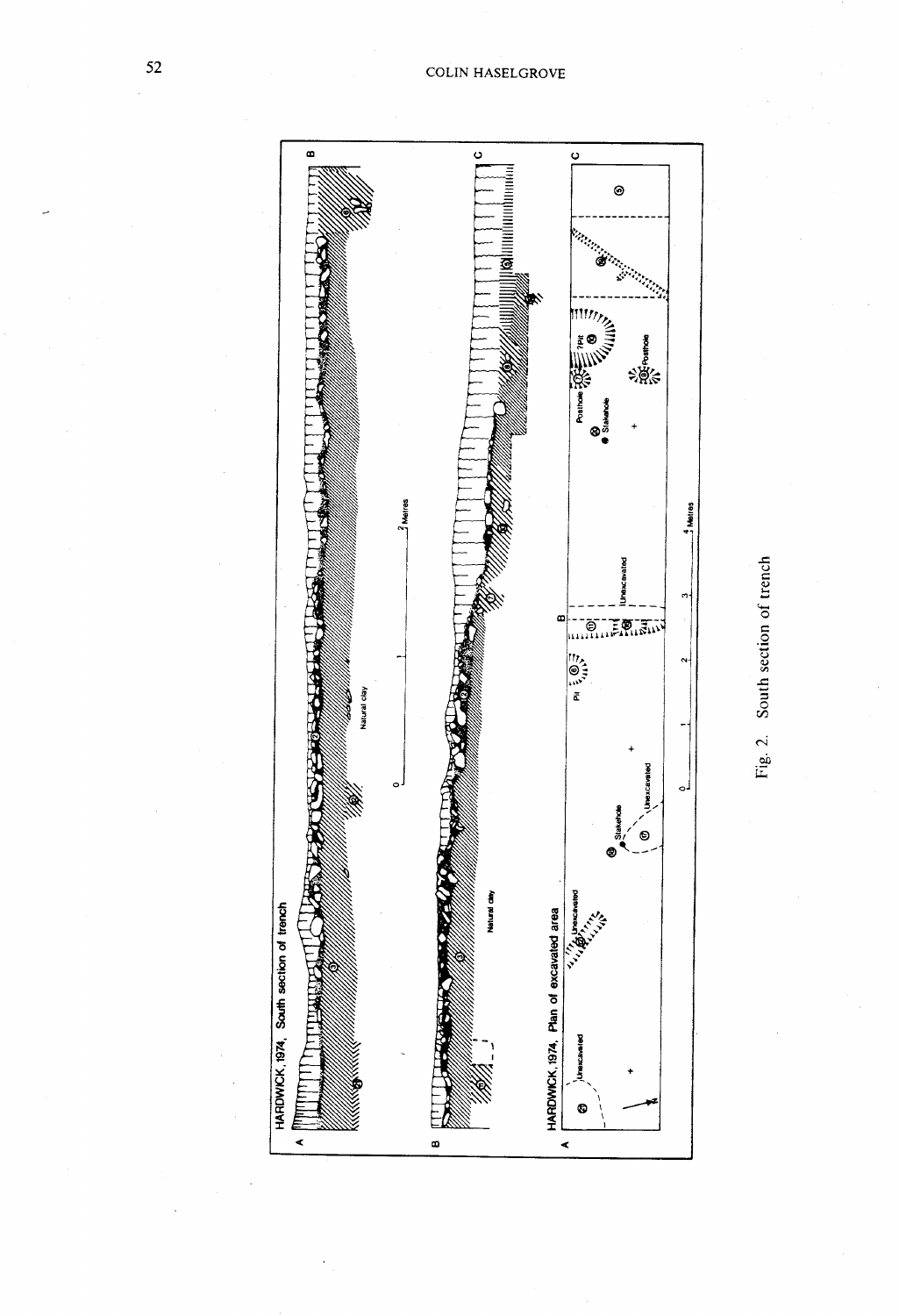Fig. 2. South section of trench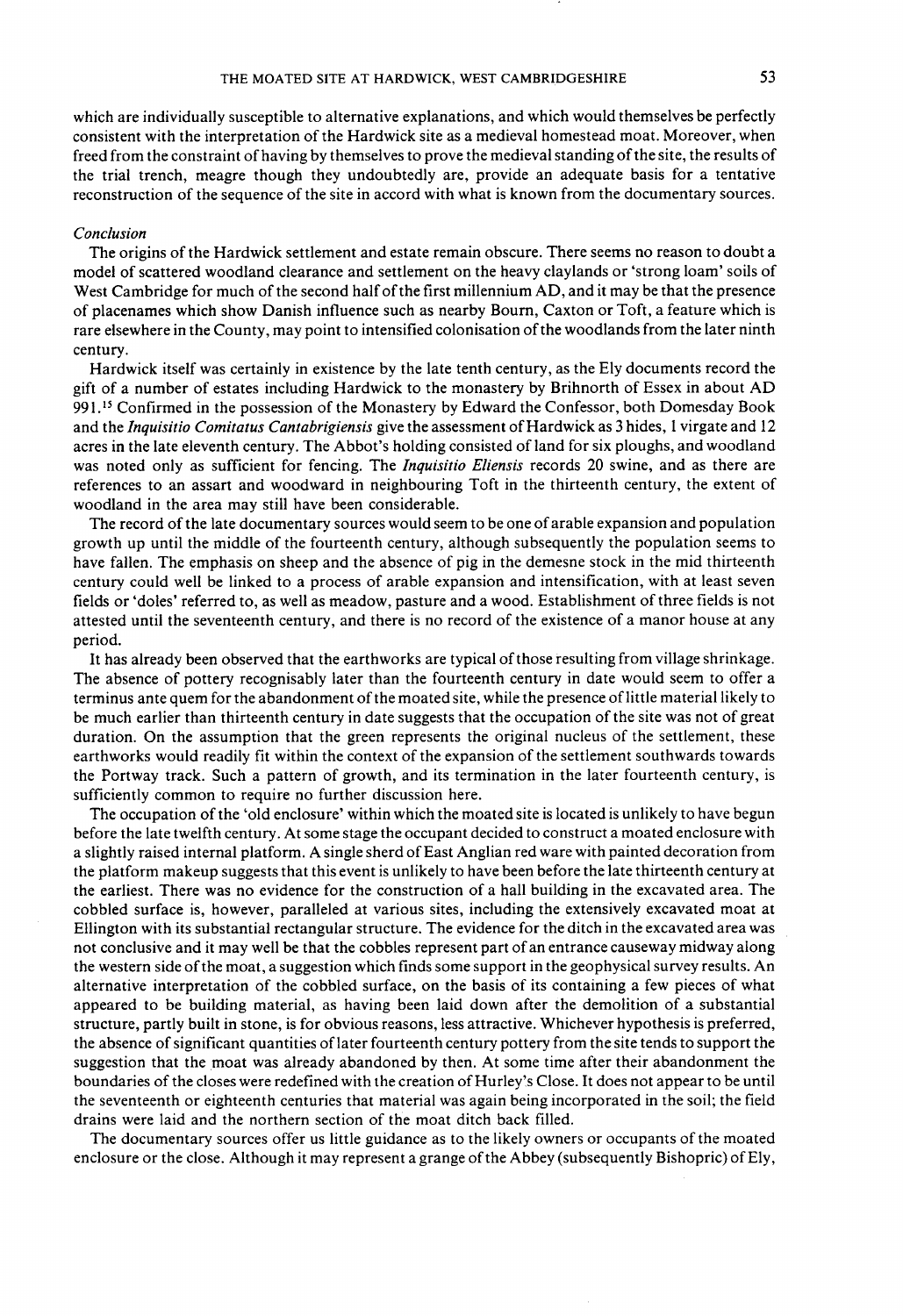which are individually susceptible to alternative explanations, and which would themselves be perfectly consistent with the interpretation of the Hardwick site as a medieval homestead moat. Moreover, when freed from the constraint of having by themselves to prove the medieval standing of the site, the results of the trial trench, meagre though they undoubtedly are, provide an adequate basis for a tentative reconstruction of the sequence of the site in accord with what is known from the documentary sources.

*Conclusion*

The origins of the Hardwick settlement and estate remain obscure. There seems no reason to doubt a model of scattered woodland clearance and settlement on the heavy claylands or 'strong loam' soils of West Cambridge for much of the second half of the first millennium AD, and it may be that the presence of placenames which show Danish influence such as nearby Bourn, Caxton or Toft, a feature which is rare elsewhere in the County, may point to intensified colonisation of the woodlands from the later ninth century.

Hardwick itself was certainly in existence by the late tenth century, as the Ely documents record the gift of a number of estates including Hardwick to the monastery by Brihnorth of Essex in about AD 991.[15] Confirmed in the possession of the Monastery by Edward the Confessor, both Domesday Book and the *Inquisitio Comitatus Cantabrigiensis* give the assessment of Hardwick as 3 hides, 1 virgate and 12 acres in the late eleventh century. The Abbot's holding consisted of land for six ploughs, and woodland was noted only as sufficient for fencing. The *Inquisitio Eliensis* records 20 swine, and as there are references to an assart and woodward in neighbouring Toft in the thirteenth century, the extent of woodland in the area may still have been considerable.

The record of the late documentary sources would seem to be one of arable expansion and population growth up until the middle of the fourteenth century, although subsequently the population seems to have fallen. The emphasis on sheep and the absence of pig in the demesne stock in the mid thirteenth century could well be linked to a process of arable expansion and intensification, with at least seven fields or 'doles' referred to, as well as meadow, pasture and a wood. Establishment of three fields is not attested until the seventeenth century, and there is no record of the existence of a manor house at any period.

It has already been observed that the earthworks are typical of those resulting from village shrinkage. The absence of pottery recognisably later than the fourteenth century in date would seem to offer a terminus ante quem for the abandonment of the moated site, while the presence of little material likely to be much earlier than thirteenth century in date suggests that the occupation of the site was not of great duration. On the assumption that the green represents the original nucleus of the settlement, these earthworks would readily fit within the context of the expansion of the settlement southwards towards the Portway track. Such a pattern of growth, and its termination in the later fourteenth century, is sufficiently common to require no further discussion here.

The occupation of the 'old enclosure' within which the moated site is located is unlikely to have begun before the late twelfth century. At some stage the occupant decided to construct a moated enclosure with a slightly raised internal platform. A single sherd of East Anglian red ware with painted decoration from the platform makeup suggests that this event is unlikely to have been before the late thirteenth century at the earliest. There was no evidence for the construction of a hall building in the excavated area. The cobbled surface is, however, paralleled at various sites, including the extensively excavated moat at Ellington with its substantial rectangular structure. The evidence for the ditch in the excavated area was not conclusive and it may well be that the cobbles represent part of an entrance causeway midway along the western side of the moat, a suggestion which finds some support in the geophysical survey results. An alternative interpretation of the cobbled surface, on the basis of its containing a few pieces of what appeared to be building material, as having been laid down after the demolition of a substantial structure, partly built in stone, is for obvious reasons, less attractive. Whichever hypothesis is preferred, the absence of significant quantities of later fourteenth century pottery from the site tends to support the suggestion that the moat was already abandoned by then. At some time after their abandonment the boundaries of the closes were redefined with the creation of Hurley's Close. It does not appear to be until the seventeenth or eighteenth centuries that material was again being incorporated in the soil; the field drains were laid and the northern section of the moat ditch back filled.

The documentary sources offer us little guidance as to the likely owners or occupants of the moated enclosure or the close. Although it may represent a grange of the Abbey (subsequently Bishopric) of Ely,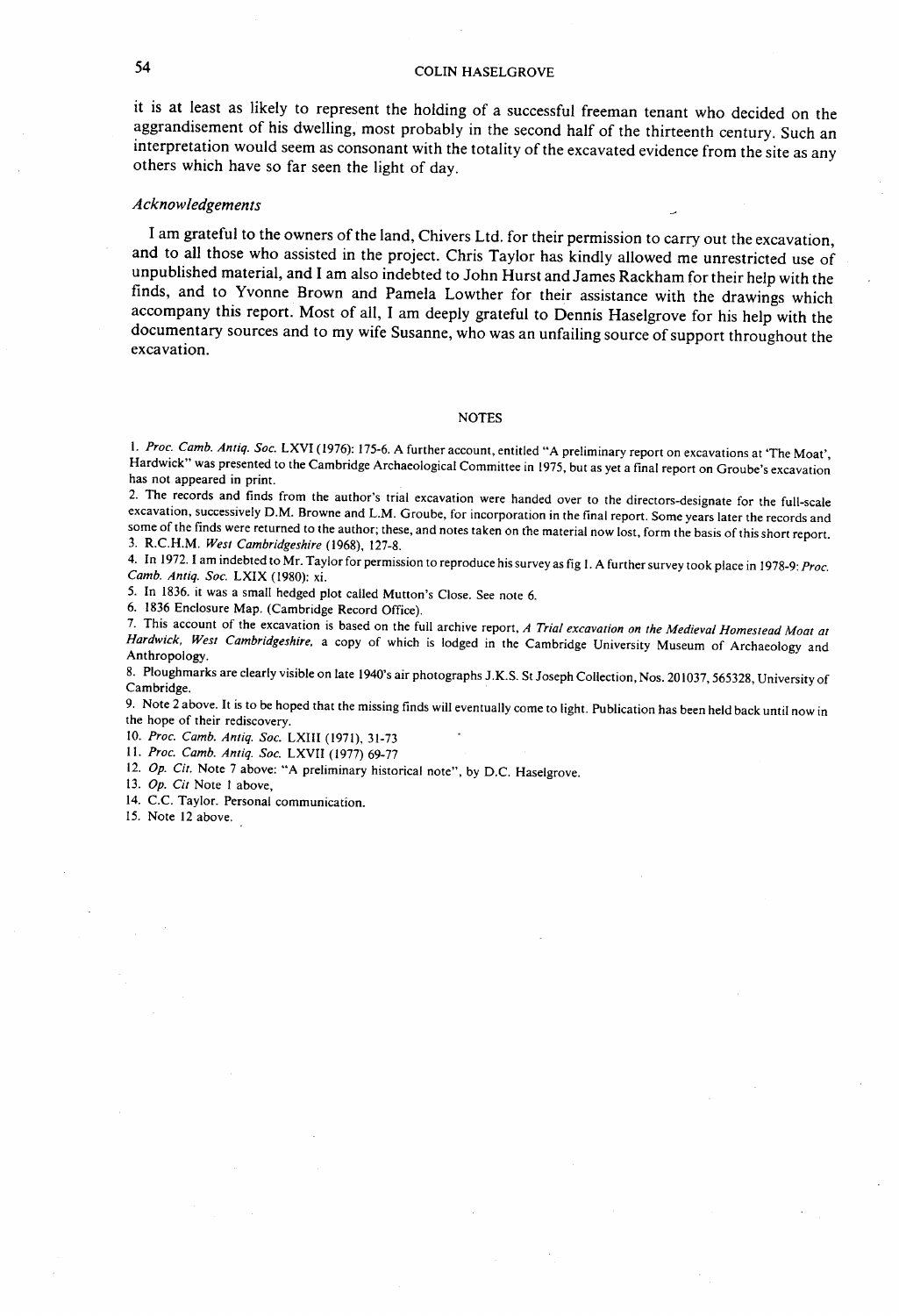it is at least as likely to represent the holding of a successful freeman tenant who decided on the aggrandisement of his dwelling, most probably in the second half of the thirteenth century. Such an interpretation would seem as consonant with the totality of the excavated evidence from the site as any others which have so far seen the light of day.

### *Acknowledgements*

I am grateful to the owners of the land, Chivers Ltd. for their permission to carry out the excavation, and to all those who assisted in the project. Chris Taylor has kindly allowed me unrestricted use of unpublished material, and I am also indebted to John Hurst and James Rackham for their help with the finds, and to Yvonne Brown and Pamela Lowther for their assistance with the drawings which accompany this report. Most of all, I am deeply grateful to Dennis Haselgrove for his help with the documentary sources and to my wife Susanne, who was an unfailing source of support throughout the excavation.

## NOTES

1. *Proc. Camb. Antiq. Soc.* LXVI (1976): 175-6. A further account, entitled "A preliminary report on excavations at 'The Moat', Hardwick" was presented to the Cambridge Archaeological Committee in 1975, but as yet a final report on Groube's excavation has not appeared in print.
2. The records and finds from the author's trial excavation were handed over to the directors-designate for the full-scale excavation, successively D.M. Browne and L.M. Groube, for incorporation in the final report. Some years later the records and some of the finds were returned to the author; these, and notes taken on the material now lost, form the basis of this short report.
3. R.C.H.M. *West Cambridgeshire* (1968), 127-8.
4. In 1972. I am indebted to Mr. Taylor for permission to reproduce his survey as fig I. A further survey took place in 1978-9: *Proc. Camb. Antiq. Soc.* LXIX (1980): xi.
5. In 1836. it was a small hedged plot called Mutton's Close. See note 6.
6. 1836 Enclosure Map. (Cambridge Record Office).
7. This account of the excavation is based on the full archive report, *A Trial excavation on the Medieval Homestead Moat at Hardwick, West Cambridgeshire*, a copy of which is lodged in the Cambridge University Museum of Archaeology and Anthropology.
8. Ploughmarks are clearly visible on late 1940's air photographs J.K.S. St Joseph Collection, Nos. 201037, 565328, University of Cambridge.
9. Note 2 above. It is to be hoped that the missing finds will eventually come to light. Publication has been held back until now in the hope of their rediscovery.
10. *Proc. Camb. Antiq. Soc.* LXIII (1971), 31-73
11. *Proc. Camb. Antiq. Soc.* LXVII (1977) 69-77
12. *Op. Cit.* Note 7 above: "A preliminary historical note", by D.C. Haselgrove.
13. *Op. Cit* Note 1 above,
14. C.C. Taylor. Personal communication.
15. Note 12 above.